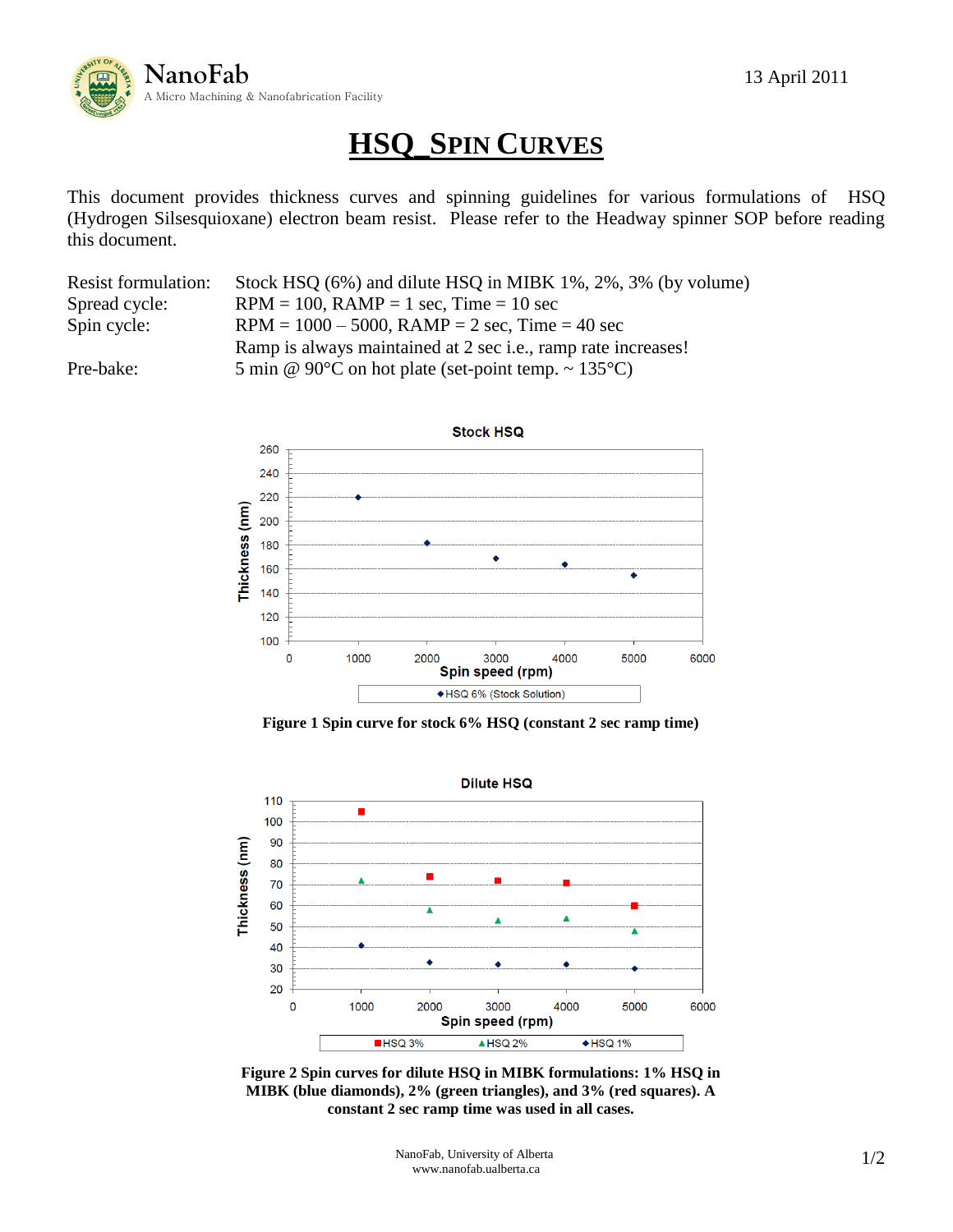NanoFab
A Micro Machining & Nanofabrication Facility

13 April 2011

# HSQ_SPIN CURVES

This document provides thickness curves and spinning guidelines for various formulations of HSQ (Hydrogen Silsesquioxane) electron beam resist. Please refer to the Headway spinner SOP before reading this document.

| | |
|---|---|
| Resist formulation: | Stock HSQ (6%) and dilute HSQ in MIBK 1%, 2%, 3% (by volume) |
| Spread cycle: | RPM = 100, RAMP = 1 sec, Time = 10 sec |
| Spin cycle: | RPM = 1000 – 5000, RAMP = 2 sec, Time = 40 sec |
| | Ramp is always maintained at 2 sec i.e., ramp rate increases! |
| Pre-bake: | 5 min @ 90°C on hot plate (set-point temp. ~ 135°C) |

**Figure 1 Spin curve for stock 6% HSQ (constant 2 sec ramp time)**

**Figure 2 Spin curves for dilute HSQ in MIBK formulations: 1% HSQ in MIBK (blue diamonds), 2% (green triangles), and 3% (red squares). A constant 2 sec ramp time was used in all cases.**

NanoFab, University of Alberta
www.nanofab.ualberta.ca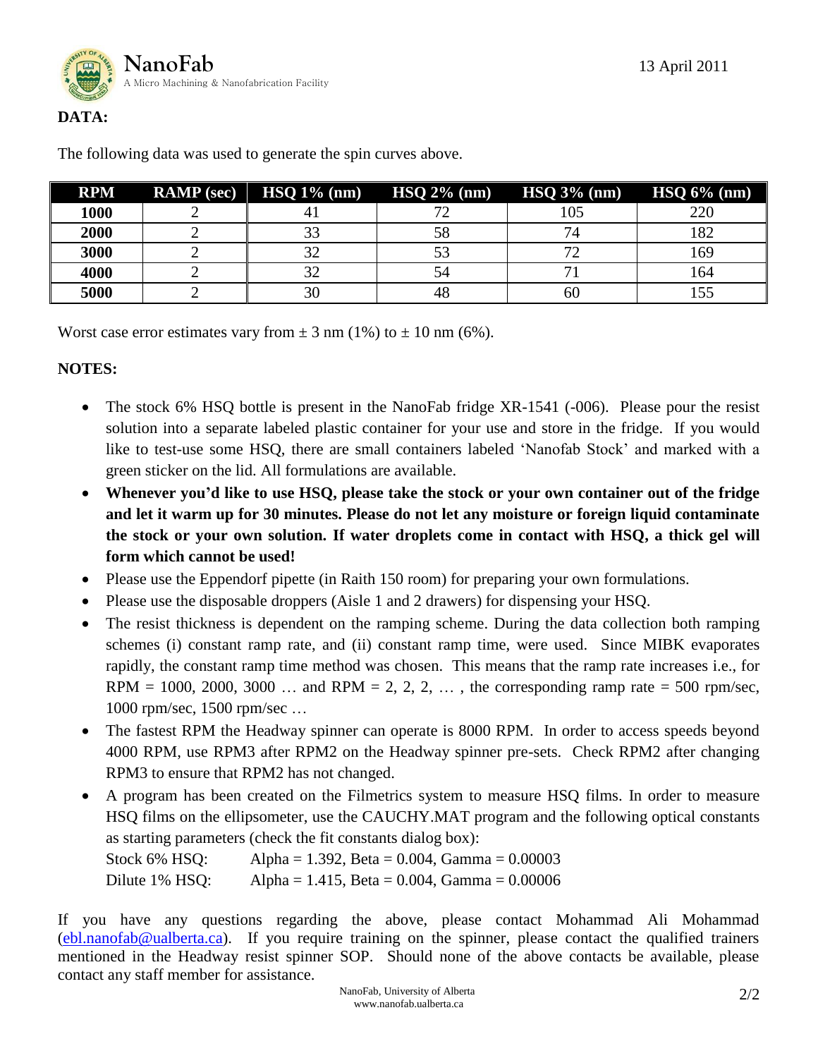**DATA:**

The following data was used to generate the spin curves above.

| RPM | RAMP (sec) | HSQ 1% (nm) | HSQ 2% (nm) | HSQ 3% (nm) | HSQ 6% (nm) |
|---|---|---|---|---|---|
| **1000** | 2 | 41 | 72 | 105 | 220 |
| **2000** | 2 | 33 | 58 | 74 | 182 |
| **3000** | 2 | 32 | 53 | 72 | 169 |
| **4000** | 2 | 32 | 54 | 71 | 164 |
| **5000** | 2 | 30 | 48 | 60 | 155 |

Worst case error estimates vary from ± 3 nm (1%) to ± 10 nm (6%).

**NOTES:**

- The stock 6% HSQ bottle is present in the NanoFab fridge XR-1541 (-006). Please pour the resist solution into a separate labeled plastic container for your use and store in the fridge. If you would like to test-use some HSQ, there are small containers labeled 'Nanofab Stock' and marked with a green sticker on the lid. All formulations are available.
- **Whenever you'd like to use HSQ, please take the stock or your own container out of the fridge and let it warm up for 30 minutes. Please do not let any moisture or foreign liquid contaminate the stock or your own solution. If water droplets come in contact with HSQ, a thick gel will form which cannot be used!**
- Please use the Eppendorf pipette (in Raith 150 room) for preparing your own formulations.
- Please use the disposable droppers (Aisle 1 and 2 drawers) for dispensing your HSQ.
- The resist thickness is dependent on the ramping scheme. During the data collection both ramping schemes (i) constant ramp rate, and (ii) constant ramp time, were used. Since MIBK evaporates rapidly, the constant ramp time method was chosen. This means that the ramp rate increases i.e., for RPM = 1000, 2000, 3000 … and RPM = 2, 2, 2, … , the corresponding ramp rate = 500 rpm/sec, 1000 rpm/sec, 1500 rpm/sec …
- The fastest RPM the Headway spinner can operate is 8000 RPM. In order to access speeds beyond 4000 RPM, use RPM3 after RPM2 on the Headway spinner pre-sets. Check RPM2 after changing RPM3 to ensure that RPM2 has not changed.
- A program has been created on the Filmetrics system to measure HSQ films. In order to measure HSQ films on the ellipsometer, use the CAUCHY.MAT program and the following optical constants as starting parameters (check the fit constants dialog box):
  Stock 6% HSQ: Alpha = 1.392, Beta = 0.004, Gamma = 0.00003
  Dilute 1% HSQ: Alpha = 1.415, Beta = 0.004, Gamma = 0.00006

If you have any questions regarding the above, please contact Mohammad Ali Mohammad (ebl.nanofab@ualberta.ca). If you require training on the spinner, please contact the qualified trainers mentioned in the Headway resist spinner SOP. Should none of the above contacts be available, please contact any staff member for assistance.